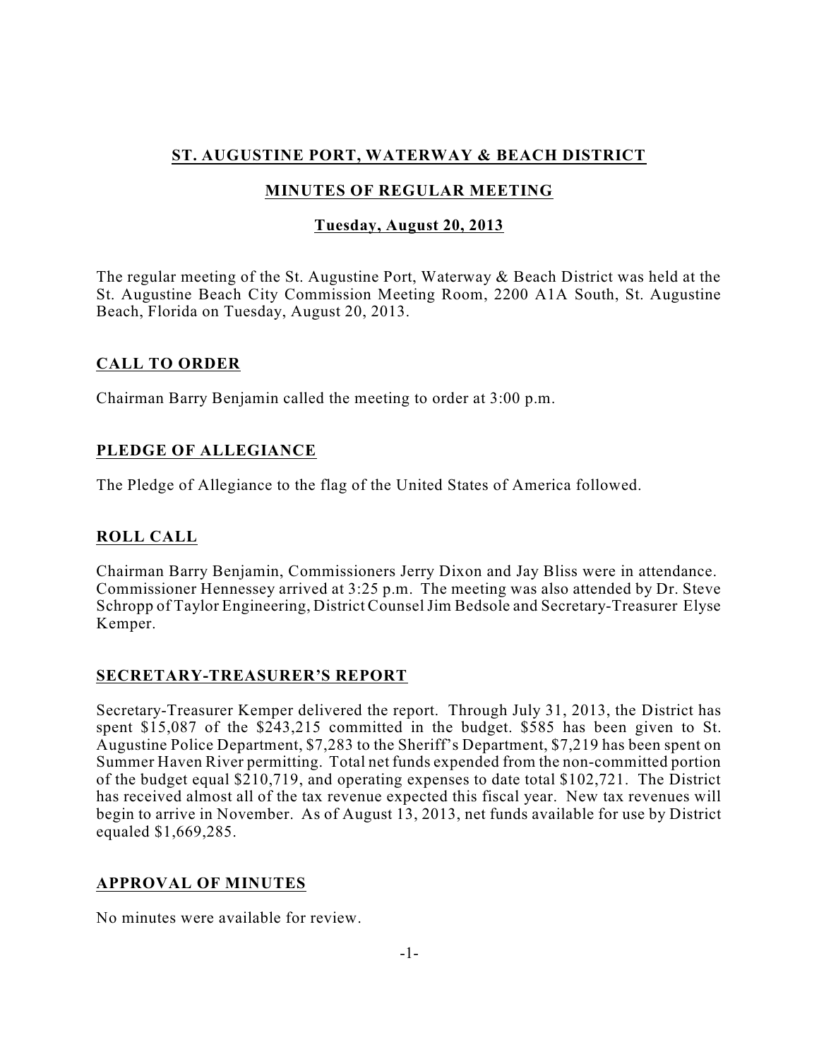# ST. AUGUSTINE PORT, WATERWAY & BEACH DISTRICT

## MINUTES OF REGULAR MEETING

### Tuesday, August 20, 2013

The regular meeting of the St. Augustine Port, Waterway & Beach District was held at the St. Augustine Beach City Commission Meeting Room, 2200 A1A South, St. Augustine Beach, Florida on Tuesday, August 20, 2013.

## CALL TO ORDER

Chairman Barry Benjamin called the meeting to order at 3:00 p.m.

## PLEDGE OF ALLEGIANCE

The Pledge of Allegiance to the flag of the United States of America followed.

## ROLL CALL

Chairman Barry Benjamin, Commissioners Jerry Dixon and Jay Bliss were in attendance. Commissioner Hennessey arrived at 3:25 p.m. The meeting was also attended by Dr. Steve Schropp of Taylor Engineering, District Counsel Jim Bedsole and Secretary-Treasurer Elyse Kemper.

## SECRETARY-TREASURER'S REPORT

Secretary-Treasurer Kemper delivered the report. Through July 31, 2013, the District has spent $15,087 of the $243,215 committed in the budget. $585 has been given to St. Augustine Police Department, $7,283 to the Sheriff's Department, $7,219 has been spent on Summer Haven River permitting. Total net funds expended from the non-committed portion of the budget equal $210,719, and operating expenses to date total $102,721. The District has received almost all of the tax revenue expected this fiscal year. New tax revenues will begin to arrive in November. As of August 13, 2013, net funds available for use by District equaled $1,669,285.

## APPROVAL OF MINUTES

No minutes were available for review.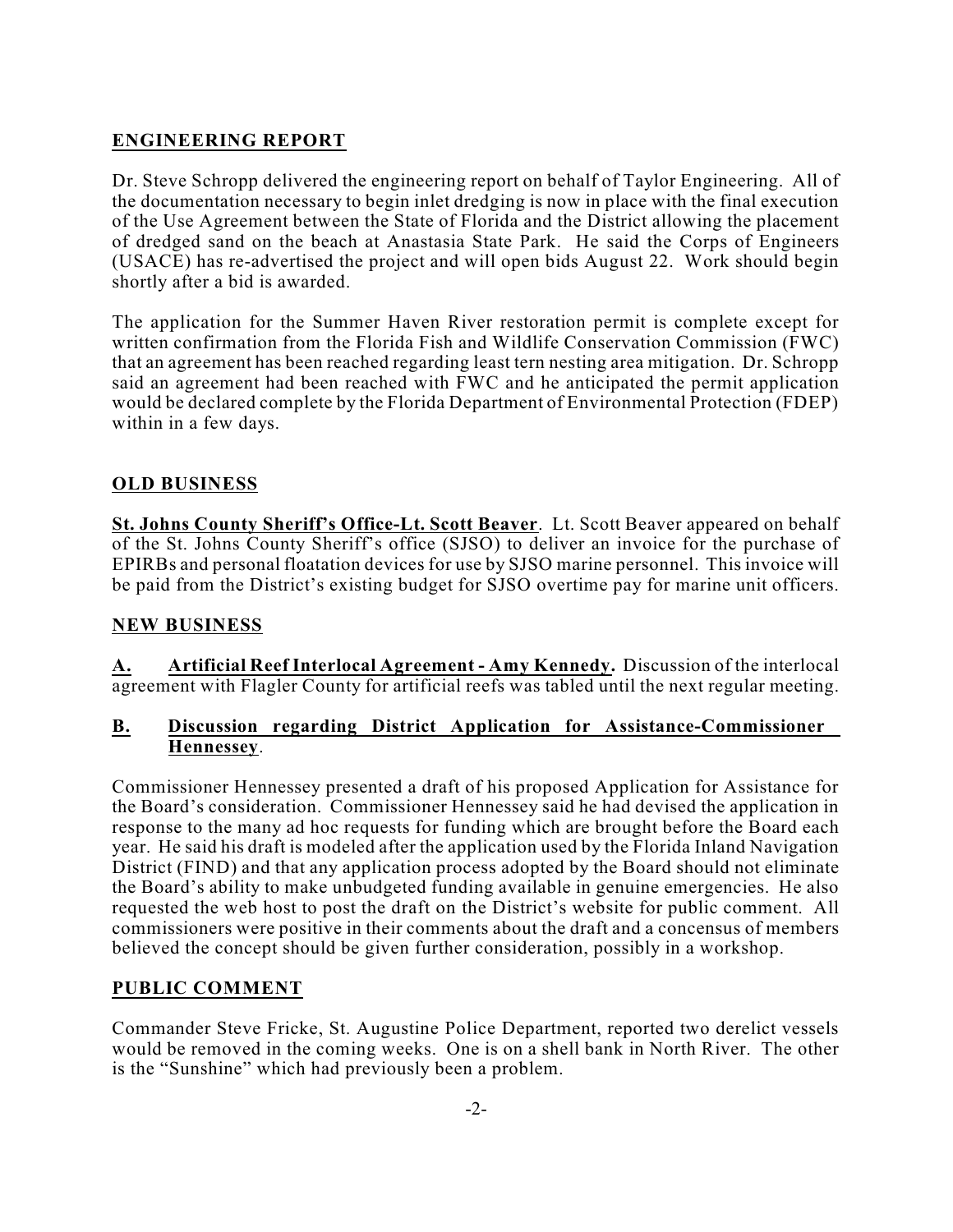## ENGINEERING REPORT

Dr. Steve Schropp delivered the engineering report on behalf of Taylor Engineering. All of the documentation necessary to begin inlet dredging is now in place with the final execution of the Use Agreement between the State of Florida and the District allowing the placement of dredged sand on the beach at Anastasia State Park. He said the Corps of Engineers (USACE) has re-advertised the project and will open bids August 22. Work should begin shortly after a bid is awarded.

The application for the Summer Haven River restoration permit is complete except for written confirmation from the Florida Fish and Wildlife Conservation Commission (FWC) that an agreement has been reached regarding least tern nesting area mitigation. Dr. Schropp said an agreement had been reached with FWC and he anticipated the permit application would be declared complete by the Florida Department of Environmental Protection (FDEP) within in a few days.

## OLD BUSINESS

**St. Johns County Sheriff's Office-Lt. Scott Beaver**. Lt. Scott Beaver appeared on behalf of the St. Johns County Sheriff's office (SJSO) to deliver an invoice for the purchase of EPIRBs and personal floatation devices for use by SJSO marine personnel. This invoice will be paid from the District's existing budget for SJSO overtime pay for marine unit officers.

## NEW BUSINESS

**A. Artificial Reef Interlocal Agreement - Amy Kennedy.** Discussion of the interlocal agreement with Flagler County for artificial reefs was tabled until the next regular meeting.

**B. Discussion regarding District Application for Assistance-Commissioner Hennessey**.

Commissioner Hennessey presented a draft of his proposed Application for Assistance for the Board's consideration. Commissioner Hennessey said he had devised the application in response to the many ad hoc requests for funding which are brought before the Board each year. He said his draft is modeled after the application used by the Florida Inland Navigation District (FIND) and that any application process adopted by the Board should not eliminate the Board's ability to make unbudgeted funding available in genuine emergencies. He also requested the web host to post the draft on the District's website for public comment. All commissioners were positive in their comments about the draft and a concensus of members believed the concept should be given further consideration, possibly in a workshop.

## PUBLIC COMMENT

Commander Steve Fricke, St. Augustine Police Department, reported two derelict vessels would be removed in the coming weeks. One is on a shell bank in North River. The other is the "Sunshine" which had previously been a problem.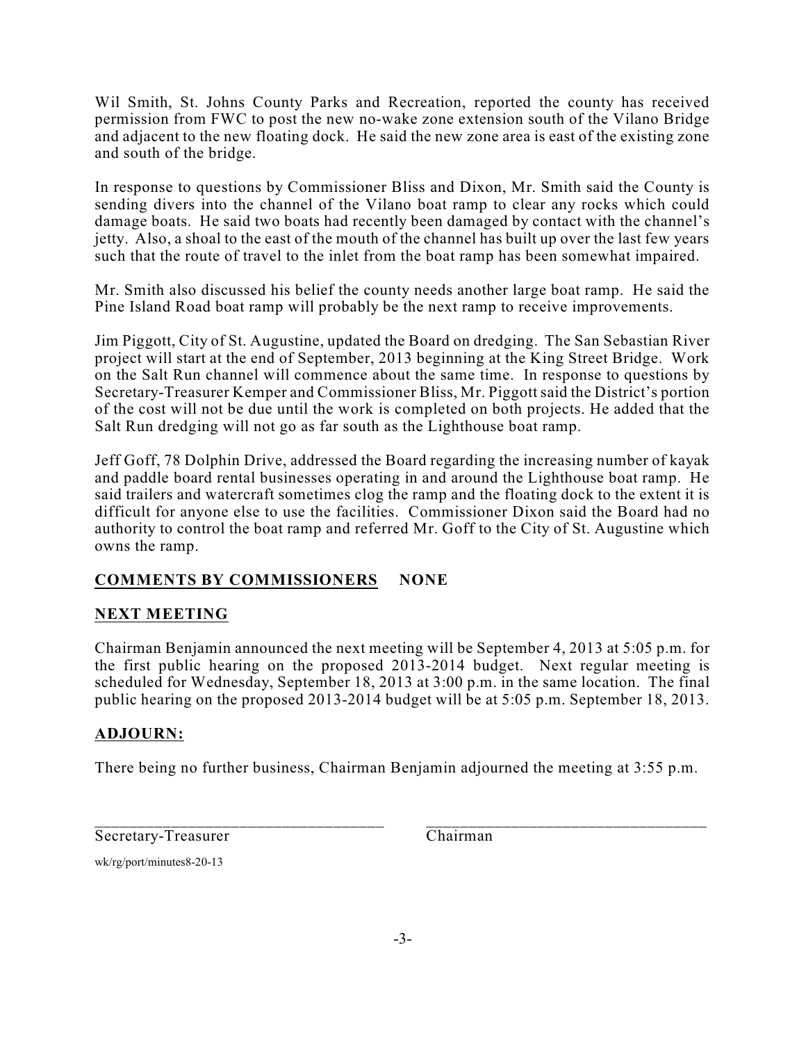Wil Smith, St. Johns County Parks and Recreation, reported the county has received permission from FWC to post the new no-wake zone extension south of the Vilano Bridge and adjacent to the new floating dock. He said the new zone area is east of the existing zone and south of the bridge.

In response to questions by Commissioner Bliss and Dixon, Mr. Smith said the County is sending divers into the channel of the Vilano boat ramp to clear any rocks which could damage boats. He said two boats had recently been damaged by contact with the channel's jetty. Also, a shoal to the east of the mouth of the channel has built up over the last few years such that the route of travel to the inlet from the boat ramp has been somewhat impaired.

Mr. Smith also discussed his belief the county needs another large boat ramp. He said the Pine Island Road boat ramp will probably be the next ramp to receive improvements.

Jim Piggott, City of St. Augustine, updated the Board on dredging. The San Sebastian River project will start at the end of September, 2013 beginning at the King Street Bridge. Work on the Salt Run channel will commence about the same time. In response to questions by Secretary-Treasurer Kemper and Commissioner Bliss, Mr. Piggott said the District's portion of the cost will not be due until the work is completed on both projects. He added that the Salt Run dredging will not go as far south as the Lighthouse boat ramp.

Jeff Goff, 78 Dolphin Drive, addressed the Board regarding the increasing number of kayak and paddle board rental businesses operating in and around the Lighthouse boat ramp. He said trailers and watercraft sometimes clog the ramp and the floating dock to the extent it is difficult for anyone else to use the facilities. Commissioner Dixon said the Board had no authority to control the boat ramp and referred Mr. Goff to the City of St. Augustine which owns the ramp.

## **COMMENTS BY COMMISSIONERS** NONE

## **NEXT MEETING**

Chairman Benjamin announced the next meeting will be September 4, 2013 at 5:05 p.m. for the first public hearing on the proposed 2013-2014 budget. Next regular meeting is scheduled for Wednesday, September 18, 2013 at 3:00 p.m. in the same location. The final public hearing on the proposed 2013-2014 budget will be at 5:05 p.m. September 18, 2013.

## **ADJOURN:**

There being no further business, Chairman Benjamin adjourned the meeting at 3:55 p.m.

\_\_\_\_\_\_\_\_\_\_\_\_\_\_\_\_\_\_\_\_\_\_\_\_\_\_\_\_\_\_\_\_\_\_\_ \_\_\_\_\_\_\_\_\_\_\_\_\_\_\_\_\_\_\_\_\_\_\_\_\_\_\_\_\_\_\_\_\_\_\_

Secretary-Treasurer Chairman

wk/rg/port/minutes8-20-13